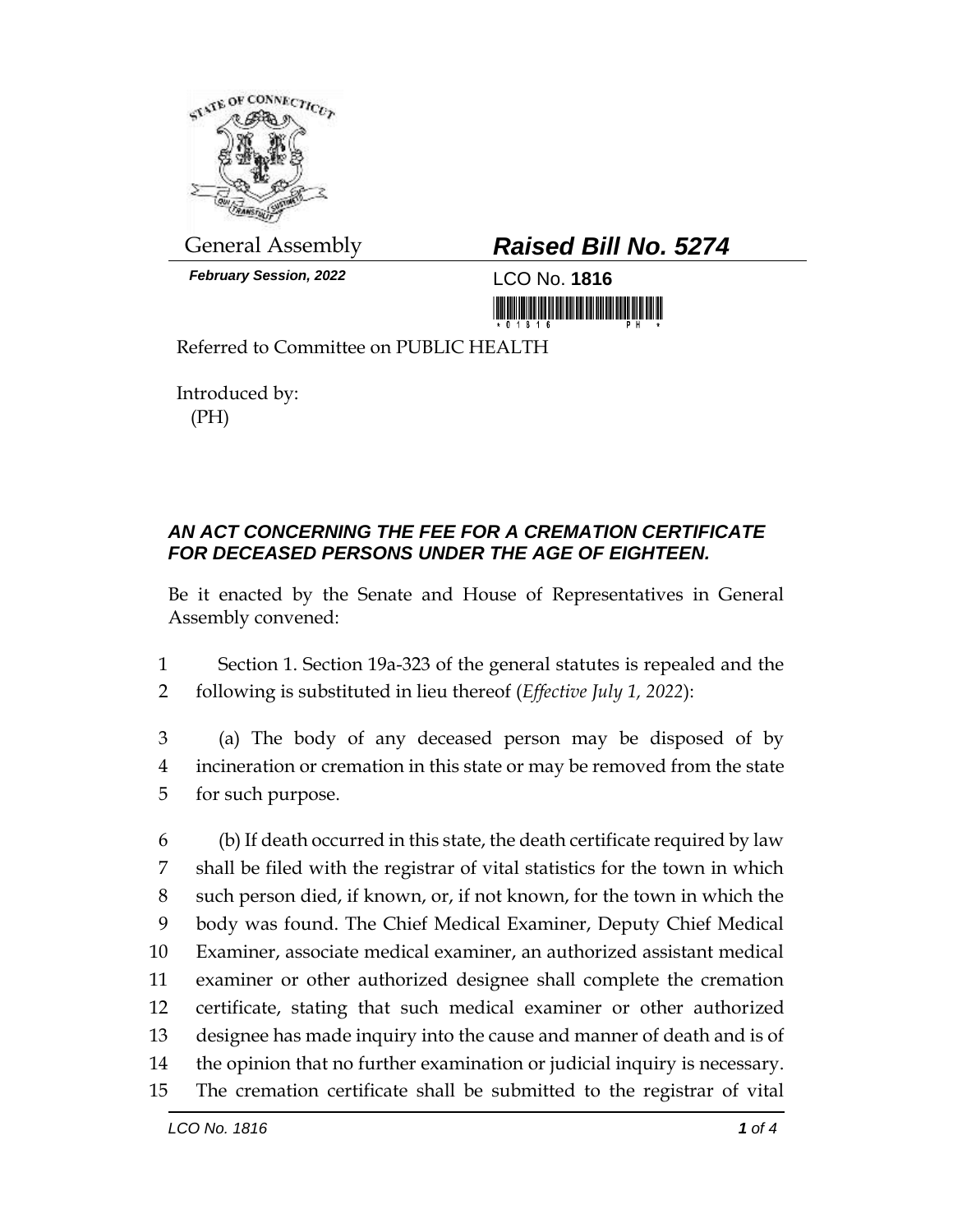General Assembly

***February Session, 2022***

# ***Raised Bill No. 5274***

LCO No. **1816**

Referred to Committee on PUBLIC HEALTH

Introduced by:
(PH)

### ***AN ACT CONCERNING THE FEE FOR A CREMATION CERTIFICATE FOR DECEASED PERSONS UNDER THE AGE OF EIGHTEEN.***

Be it enacted by the Senate and House of Representatives in General Assembly convened:

1 Section 1. Section 19a-323 of the general statutes is repealed and the
2 following is substituted in lieu thereof (*Effective July 1, 2022*):

3 (a) The body of any deceased person may be disposed of by
4 incineration or cremation in this state or may be removed from the state
5 for such purpose.

6 (b) If death occurred in this state, the death certificate required by law
7 shall be filed with the registrar of vital statistics for the town in which
8 such person died, if known, or, if not known, for the town in which the
9 body was found. The Chief Medical Examiner, Deputy Chief Medical
10 Examiner, associate medical examiner, an authorized assistant medical
11 examiner or other authorized designee shall complete the cremation
12 certificate, stating that such medical examiner or other authorized
13 designee has made inquiry into the cause and manner of death and is of
14 the opinion that no further examination or judicial inquiry is necessary.
15 The cremation certificate shall be submitted to the registrar of vital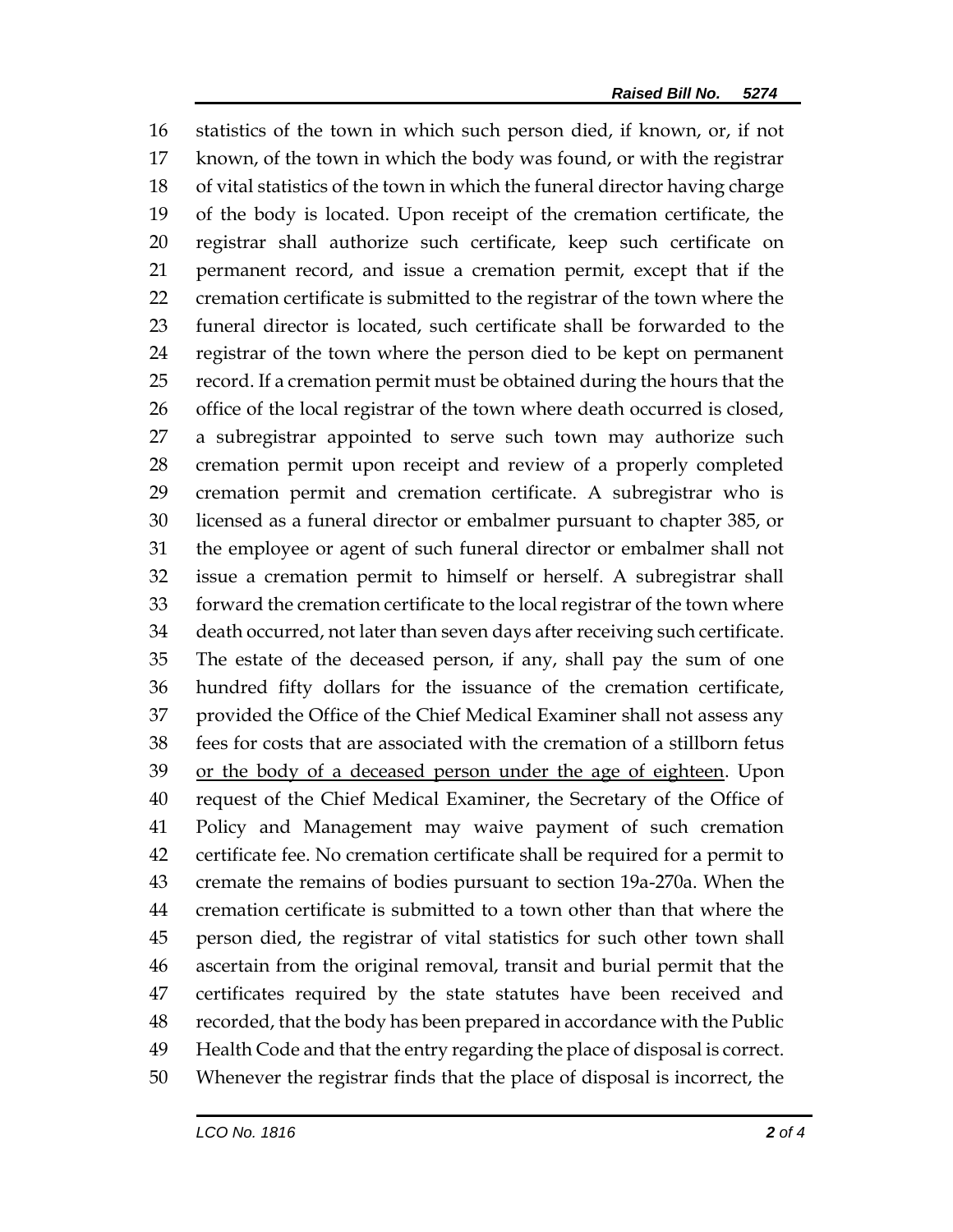statistics of the town in which such person died, if known, or, if not known, of the town in which the body was found, or with the registrar of vital statistics of the town in which the funeral director having charge of the body is located. Upon receipt of the cremation certificate, the registrar shall authorize such certificate, keep such certificate on permanent record, and issue a cremation permit, except that if the cremation certificate is submitted to the registrar of the town where the funeral director is located, such certificate shall be forwarded to the registrar of the town where the person died to be kept on permanent record. If a cremation permit must be obtained during the hours that the office of the local registrar of the town where death occurred is closed, a subregistrar appointed to serve such town may authorize such cremation permit upon receipt and review of a properly completed cremation permit and cremation certificate. A subregistrar who is licensed as a funeral director or embalmer pursuant to chapter 385, or the employee or agent of such funeral director or embalmer shall not issue a cremation permit to himself or herself. A subregistrar shall forward the cremation certificate to the local registrar of the town where death occurred, not later than seven days after receiving such certificate. The estate of the deceased person, if any, shall pay the sum of one hundred fifty dollars for the issuance of the cremation certificate, provided the Office of the Chief Medical Examiner shall not assess any fees for costs that are associated with the cremation of a stillborn fetus <u>or the body of a deceased person under the age of eighteen</u>. Upon request of the Chief Medical Examiner, the Secretary of the Office of Policy and Management may waive payment of such cremation certificate fee. No cremation certificate shall be required for a permit to cremate the remains of bodies pursuant to section 19a-270a. When the cremation certificate is submitted to a town other than that where the person died, the registrar of vital statistics for such other town shall ascertain from the original removal, transit and burial permit that the certificates required by the state statutes have been received and recorded, that the body has been prepared in accordance with the Public Health Code and that the entry regarding the place of disposal is correct. Whenever the registrar finds that the place of disposal is incorrect, the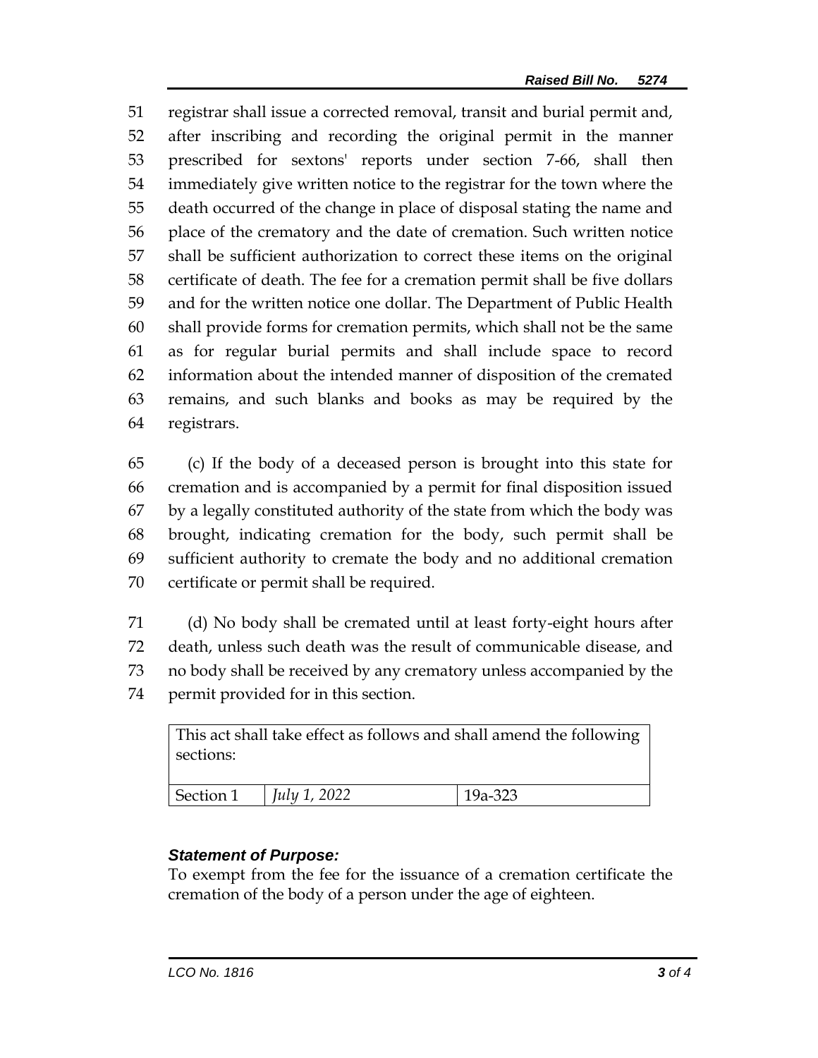51 registrar shall issue a corrected removal, transit and burial permit and,
52 after inscribing and recording the original permit in the manner
53 prescribed for sextons' reports under section 7-66, shall then
54 immediately give written notice to the registrar for the town where the
55 death occurred of the change in place of disposal stating the name and
56 place of the crematory and the date of cremation. Such written notice
57 shall be sufficient authorization to correct these items on the original
58 certificate of death. The fee for a cremation permit shall be five dollars
59 and for the written notice one dollar. The Department of Public Health
60 shall provide forms for cremation permits, which shall not be the same
61 as for regular burial permits and shall include space to record
62 information about the intended manner of disposition of the cremated
63 remains, and such blanks and books as may be required by the
64 registrars.

65 (c) If the body of a deceased person is brought into this state for
66 cremation and is accompanied by a permit for final disposition issued
67 by a legally constituted authority of the state from which the body was
68 brought, indicating cremation for the body, such permit shall be
69 sufficient authority to cremate the body and no additional cremation
70 certificate or permit shall be required.

71 (d) No body shall be cremated until at least forty-eight hours after
72 death, unless such death was the result of communicable disease, and
73 no body shall be received by any crematory unless accompanied by the
74 permit provided for in this section.

| This act shall take effect as follows and shall amend the following sections: | | |
|---|---|---|
| Section 1 | *July 1, 2022* | 19a-323 |

### *Statement of Purpose:*

To exempt from the fee for the issuance of a cremation certificate the cremation of the body of a person under the age of eighteen.